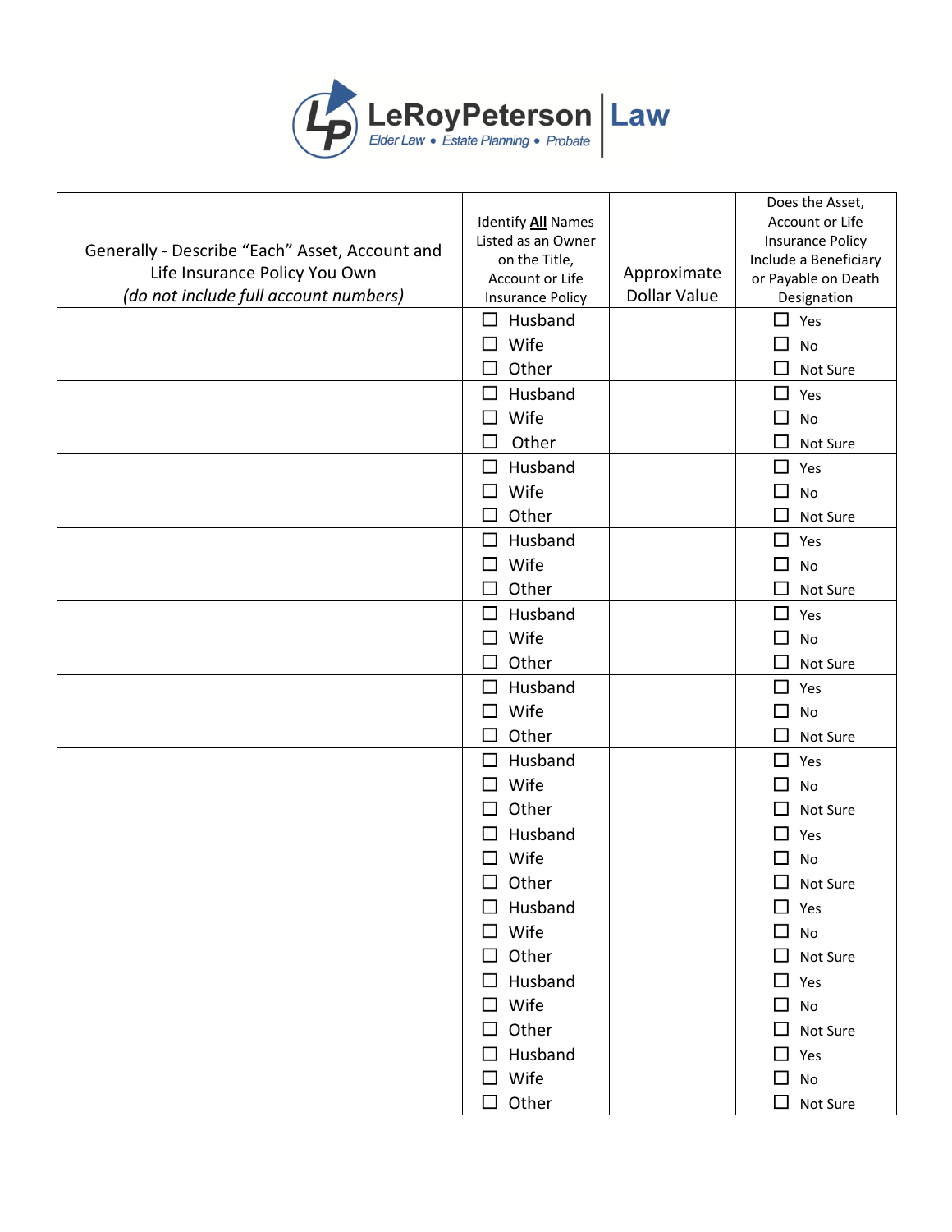**LeRoyPeterson | Law**

*Elder Law • Estate Planning • Probate*

| Generally - Describe "Each" Asset, Account and Life Insurance Policy You Own *(do not include full account numbers)* | Identify **All** Names Listed as an Owner on the Title, Account or Life Insurance Policy | Approximate Dollar Value | Does the Asset, Account or Life Insurance Policy Include a Beneficiary or Payable on Death Designation |
|---|---|---|---|
| | ☐ Husband<br>☐ Wife<br>☐ Other | | ☐ Yes<br>☐ No<br>☐ Not Sure |
| | ☐ Husband<br>☐ Wife<br>☐ Other | | ☐ Yes<br>☐ No<br>☐ Not Sure |
| | ☐ Husband<br>☐ Wife<br>☐ Other | | ☐ Yes<br>☐ No<br>☐ Not Sure |
| | ☐ Husband<br>☐ Wife<br>☐ Other | | ☐ Yes<br>☐ No<br>☐ Not Sure |
| | ☐ Husband<br>☐ Wife<br>☐ Other | | ☐ Yes<br>☐ No<br>☐ Not Sure |
| | ☐ Husband<br>☐ Wife<br>☐ Other | | ☐ Yes<br>☐ No<br>☐ Not Sure |
| | ☐ Husband<br>☐ Wife<br>☐ Other | | ☐ Yes<br>☐ No<br>☐ Not Sure |
| | ☐ Husband<br>☐ Wife<br>☐ Other | | ☐ Yes<br>☐ No<br>☐ Not Sure |
| | ☐ Husband<br>☐ Wife<br>☐ Other | | ☐ Yes<br>☐ No<br>☐ Not Sure |
| | ☐ Husband<br>☐ Wife<br>☐ Other | | ☐ Yes<br>☐ No<br>☐ Not Sure |
| | ☐ Husband<br>☐ Wife<br>☐ Other | | ☐ Yes<br>☐ No<br>☐ Not Sure |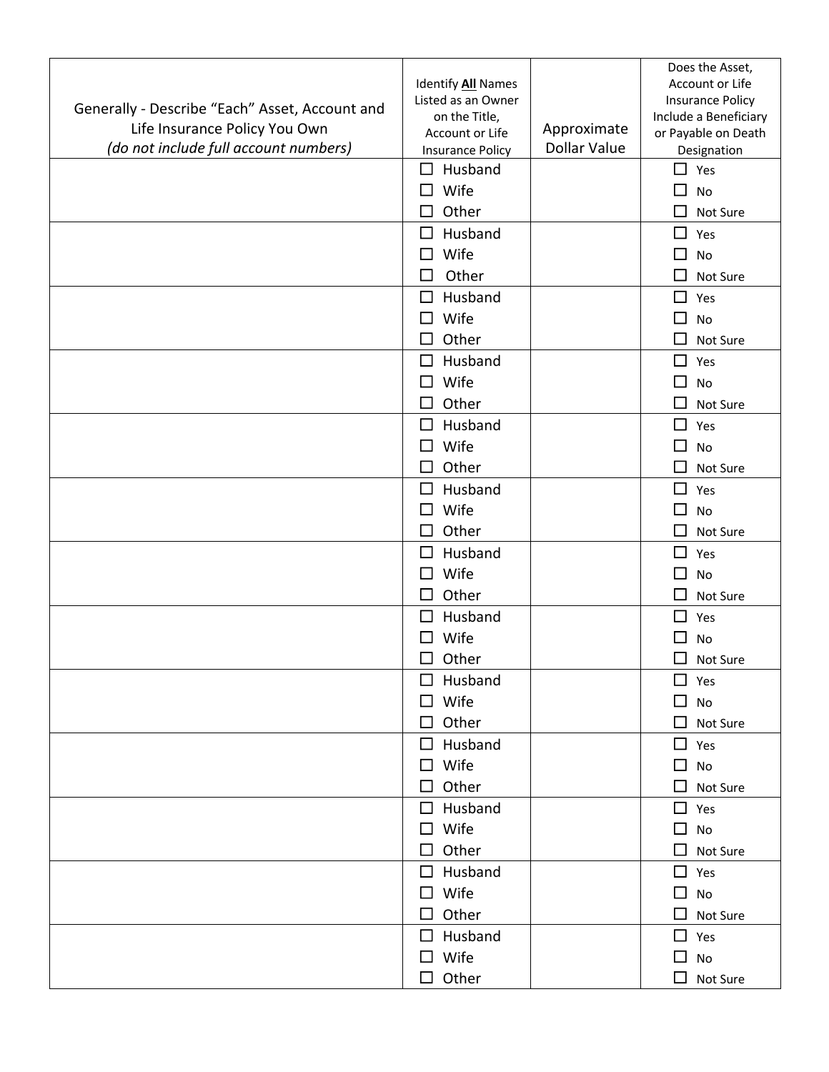| Generally - Describe "Each" Asset, Account and Life Insurance Policy You Own *(do not include full account numbers)* | Identify **All** Names Listed as an Owner on the Title, Account or Life Insurance Policy | Approximate Dollar Value | Does the Asset, Account or Life Insurance Policy Include a Beneficiary or Payable on Death Designation |
|---|---|---|---|
| | ☐ Husband ☐ Wife ☐ Other | | ☐ Yes ☐ No ☐ Not Sure |
| | ☐ Husband ☐ Wife ☐ Other | | ☐ Yes ☐ No ☐ Not Sure |
| | ☐ Husband ☐ Wife ☐ Other | | ☐ Yes ☐ No ☐ Not Sure |
| | ☐ Husband ☐ Wife ☐ Other | | ☐ Yes ☐ No ☐ Not Sure |
| | ☐ Husband ☐ Wife ☐ Other | | ☐ Yes ☐ No ☐ Not Sure |
| | ☐ Husband ☐ Wife ☐ Other | | ☐ Yes ☐ No ☐ Not Sure |
| | ☐ Husband ☐ Wife ☐ Other | | ☐ Yes ☐ No ☐ Not Sure |
| | ☐ Husband ☐ Wife ☐ Other | | ☐ Yes ☐ No ☐ Not Sure |
| | ☐ Husband ☐ Wife ☐ Other | | ☐ Yes ☐ No ☐ Not Sure |
| | ☐ Husband ☐ Wife ☐ Other | | ☐ Yes ☐ No ☐ Not Sure |
| | ☐ Husband ☐ Wife ☐ Other | | ☐ Yes ☐ No ☐ Not Sure |
| | ☐ Husband ☐ Wife ☐ Other | | ☐ Yes ☐ No ☐ Not Sure |
| | ☐ Husband ☐ Wife ☐ Other | | ☐ Yes ☐ No ☐ Not Sure |